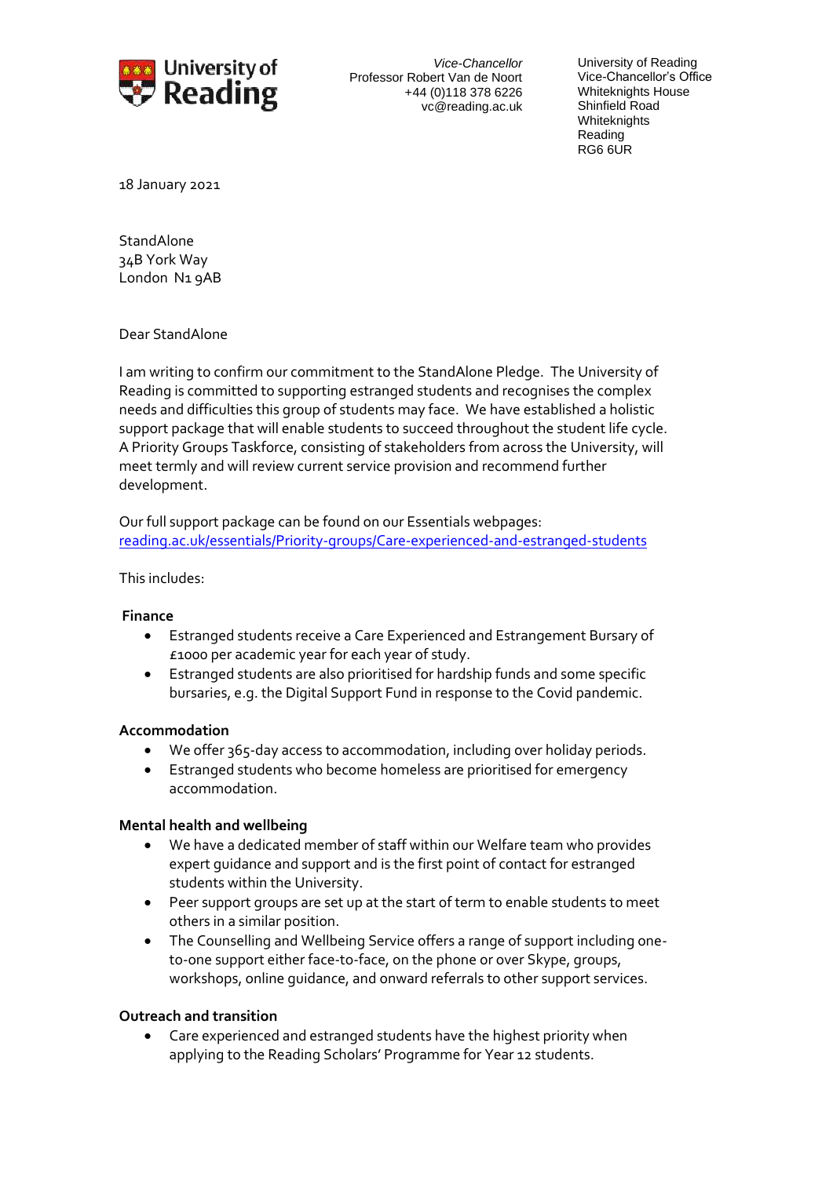University of Reading

*Vice-Chancellor*
Professor Robert Van de Noort
+44 (0)118 378 6226
vc@reading.ac.uk

University of Reading
Vice-Chancellor's Office
Whiteknights House
Shinfield Road
Whiteknights
Reading
RG6 6UR

18 January 2021

StandAlone
34B York Way
London N1 9AB

Dear StandAlone

I am writing to confirm our commitment to the StandAlone Pledge. The University of Reading is committed to supporting estranged students and recognises the complex needs and difficulties this group of students may face. We have established a holistic support package that will enable students to succeed throughout the student life cycle. A Priority Groups Taskforce, consisting of stakeholders from across the University, will meet termly and will review current service provision and recommend further development.

Our full support package can be found on our Essentials webpages:
[reading.ac.uk/essentials/Priority-groups/Care-experienced-and-estranged-students](reading.ac.uk/essentials/Priority-groups/Care-experienced-and-estranged-students)

This includes:

**Finance**

- Estranged students receive a Care Experienced and Estrangement Bursary of £1000 per academic year for each year of study.
- Estranged students are also prioritised for hardship funds and some specific bursaries, e.g. the Digital Support Fund in response to the Covid pandemic.

**Accommodation**

- We offer 365-day access to accommodation, including over holiday periods.
- Estranged students who become homeless are prioritised for emergency accommodation.

**Mental health and wellbeing**

- We have a dedicated member of staff within our Welfare team who provides expert guidance and support and is the first point of contact for estranged students within the University.
- Peer support groups are set up at the start of term to enable students to meet others in a similar position.
- The Counselling and Wellbeing Service offers a range of support including one-to-one support either face-to-face, on the phone or over Skype, groups, workshops, online guidance, and onward referrals to other support services.

**Outreach and transition**

- Care experienced and estranged students have the highest priority when applying to the Reading Scholars' Programme for Year 12 students.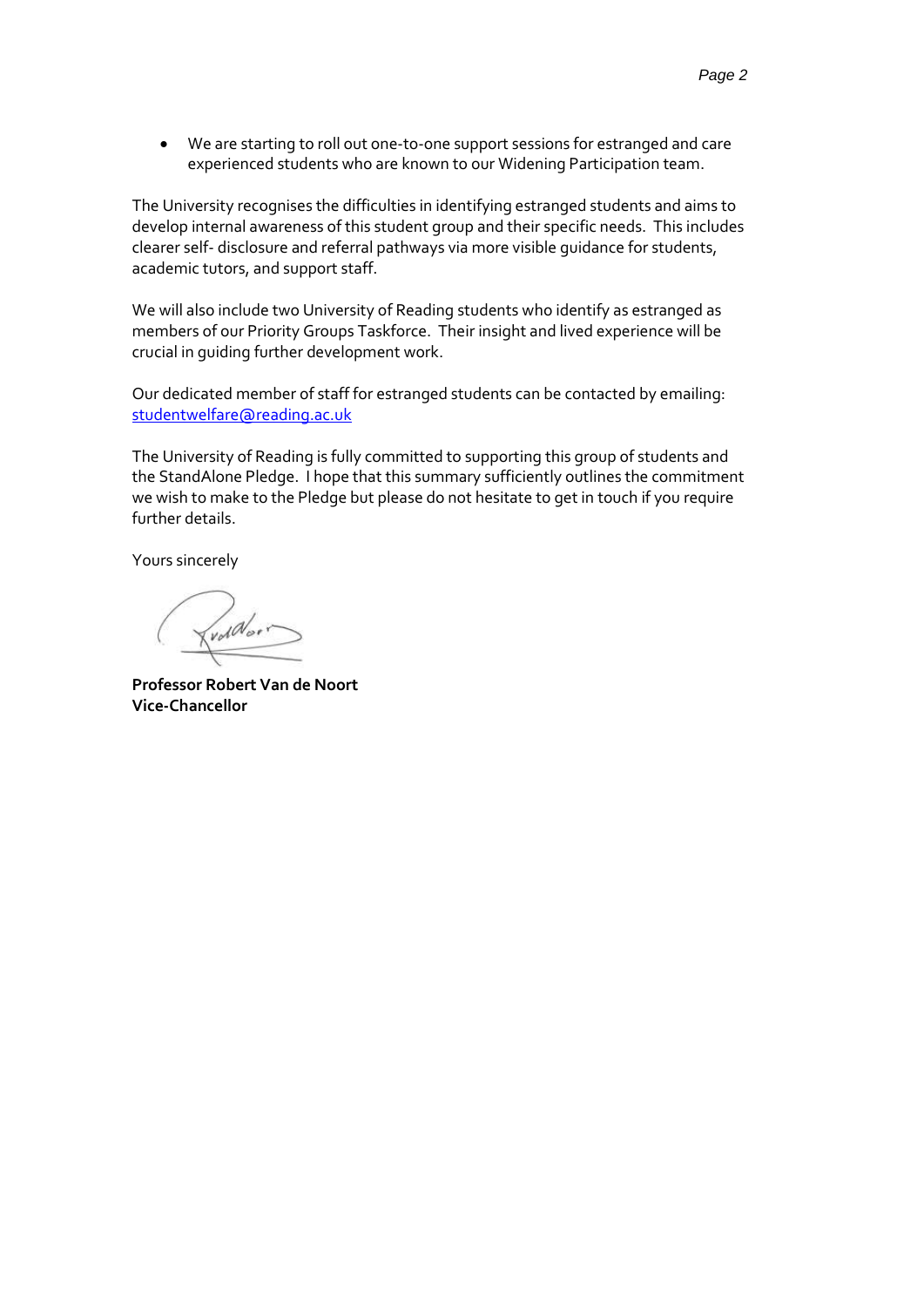- We are starting to roll out one-to-one support sessions for estranged and care experienced students who are known to our Widening Participation team.

The University recognises the difficulties in identifying estranged students and aims to develop internal awareness of this student group and their specific needs. This includes clearer self- disclosure and referral pathways via more visible guidance for students, academic tutors, and support staff.

We will also include two University of Reading students who identify as estranged as members of our Priority Groups Taskforce. Their insight and lived experience will be crucial in guiding further development work.

Our dedicated member of staff for estranged students can be contacted by emailing: [studentwelfare@reading.ac.uk](mailto:studentwelfare@reading.ac.uk)

The University of Reading is fully committed to supporting this group of students and the StandAlone Pledge. I hope that this summary sufficiently outlines the commitment we wish to make to the Pledge but please do not hesitate to get in touch if you require further details.

Yours sincerely

**Professor Robert Van de Noort**
**Vice-Chancellor**